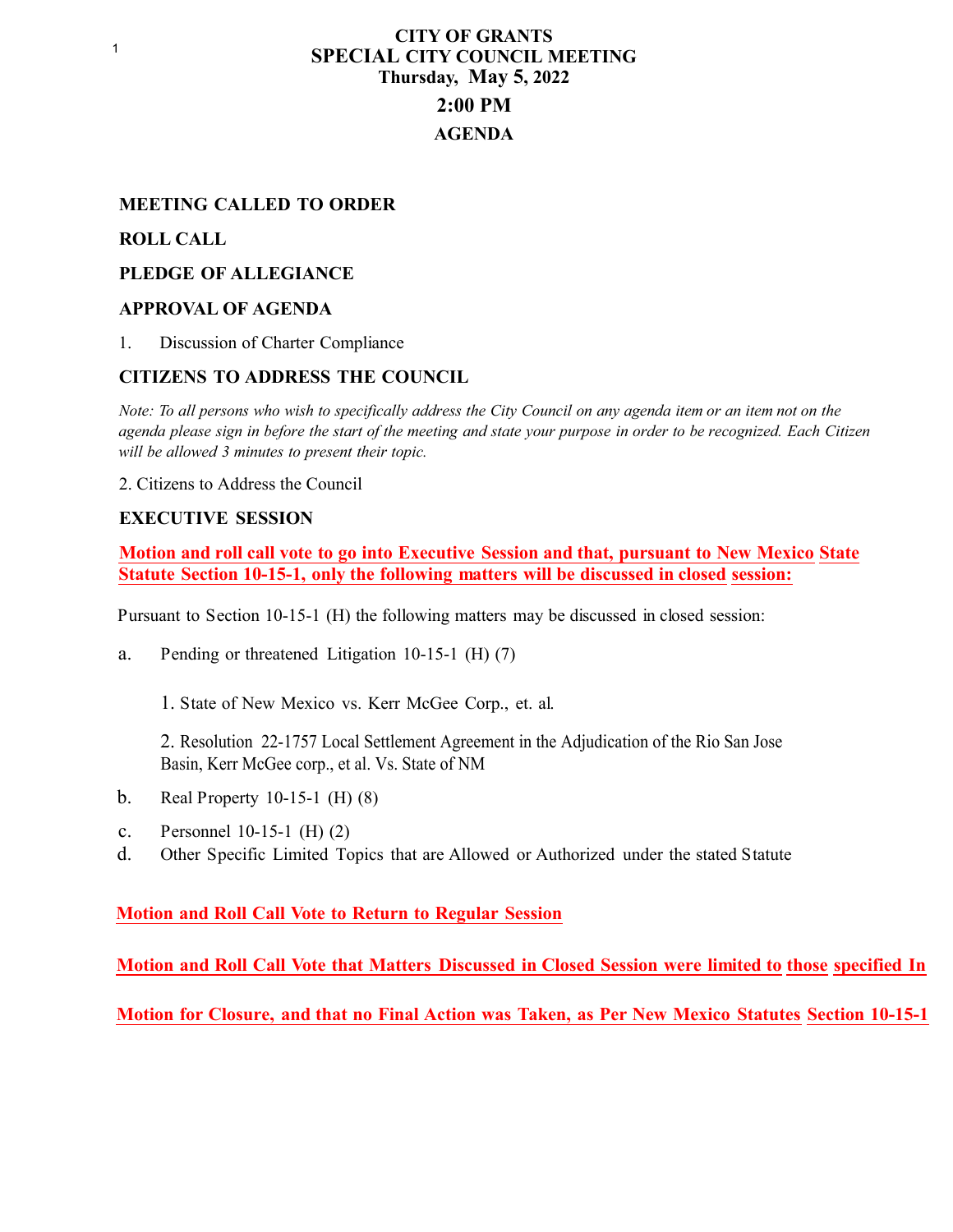# CITY OF GRANTS
## SPECIAL CITY COUNCIL MEETING
### Thursday, May 5, 2022
### 2:00 PM
### AGENDA

**MEETING CALLED TO ORDER**

**ROLL CALL**

**PLEDGE OF ALLEGIANCE**

**APPROVAL OF AGENDA**

1. Discussion of Charter Compliance

**CITIZENS TO ADDRESS THE COUNCIL**

*Note: To all persons who wish to specifically address the City Council on any agenda item or an item not on the agenda please sign in before the start of the meeting and state your purpose in order to be recognized. Each Citizen will be allowed 3 minutes to present their topic.*

2. Citizens to Address the Council

**EXECUTIVE SESSION**

**Motion and roll call vote to go into Executive Session and that, pursuant to New Mexico State Statute Section 10-15-1, only the following matters will be discussed in closed session:**

Pursuant to Section 10-15-1 (H) the following matters may be discussed in closed session:

a. Pending or threatened Litigation 10-15-1 (H) (7)

   1. State of New Mexico vs. Kerr McGee Corp., et. al.

   2. Resolution 22-1757 Local Settlement Agreement in the Adjudication of the Rio San Jose Basin, Kerr McGee corp., et al. Vs. State of NM

b. Real Property 10-15-1 (H) (8)

c. Personnel 10-15-1 (H) (2)

d. Other Specific Limited Topics that are Allowed or Authorized under the stated Statute

**Motion and Roll Call Vote to Return to Regular Session**

**Motion and Roll Call Vote that Matters Discussed in Closed Session were limited to those specified In**

**Motion for Closure, and that no Final Action was Taken, as Per New Mexico Statutes Section 10-15-1**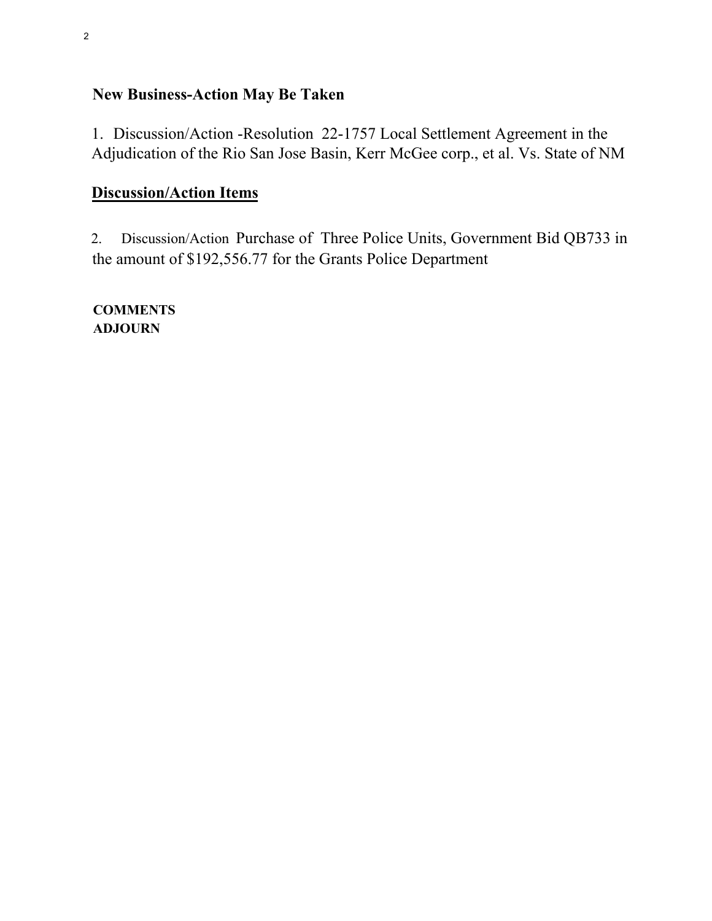**New Business-Action May Be Taken**

1. Discussion/Action -Resolution 22-1757 Local Settlement Agreement in the Adjudication of the Rio San Jose Basin, Kerr McGee corp., et al. Vs. State of NM

## Discussion/Action Items

2. Discussion/Action Purchase of Three Police Units, Government Bid QB733 in the amount of $192,556.77 for the Grants Police Department

**COMMENTS**
**ADJOURN**